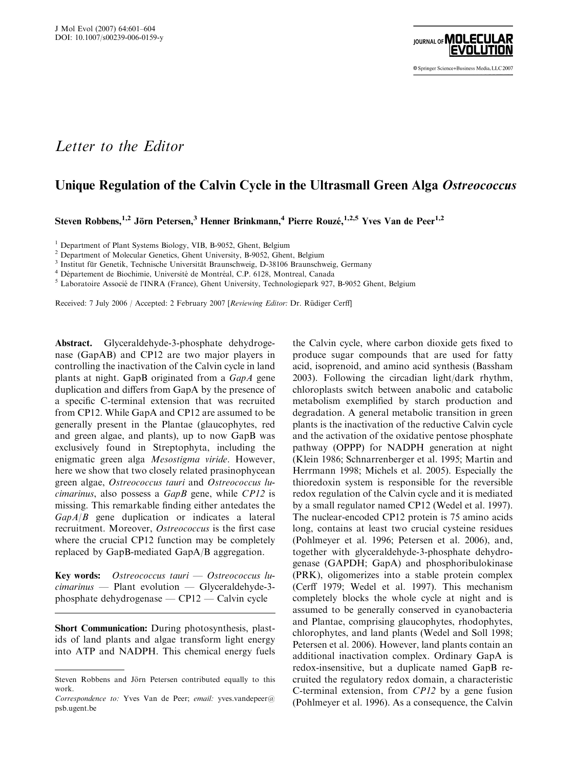*Letter to the Editor*

# Unique Regulation of the Calvin Cycle in the Ultrasmall Green Alga *Ostreococcus*

Steven Robbens,[1,2] Jörn Petersen,[3] Henner Brinkmann,[4] Pierre Rouzé,[1,2,5] Yves Van de Peer[1,2]

[1] Department of Plant Systems Biology, VIB, B-9052, Ghent, Belgium
[2] Department of Molecular Genetics, Ghent University, B-9052, Ghent, Belgium
[3] Institut für Genetik, Technische Universität Braunschweig, D-38106 Braunschweig, Germany
[4] Département de Biochimie, Université de Montréal, C.P. 6128, Montreal, Canada
[5] Laboratoire Associé de l'INRA (France), Ghent University, Technologiepark 927, B-9052 Ghent, Belgium

Received: 7 July 2006 / Accepted: 2 February 2007 [*Reviewing Editor:* Dr. Rüdiger Cerff]

**Abstract.** Glyceraldehyde-3-phosphate dehydrogenase (GapAB) and CP12 are two major players in controlling the inactivation of the Calvin cycle in land plants at night. GapB originated from a *GapA* gene duplication and differs from GapA by the presence of a specific C-terminal extension that was recruited from CP12. While GapA and CP12 are assumed to be generally present in the Plantae (glaucophytes, red and green algae, and plants), up to now GapB was exclusively found in Streptophyta, including the enigmatic green alga *Mesostigma viride*. However, here we show that two closely related prasinophycean green algae, *Ostreococcus tauri* and *Ostreococcus lucimarinus*, also possess a *GapB* gene, while *CP12* is missing. This remarkable finding either antedates the *GapA/B* gene duplication or indicates a lateral recruitment. Moreover, *Ostreococcus* is the first case where the crucial CP12 function may be completely replaced by GapB-mediated GapA/B aggregation.

**Key words:** *Ostreococcus tauri* — *Ostreococcus lucimarinus* — Plant evolution — Glyceraldehyde-3-phosphate dehydrogenase — CP12 — Calvin cycle

**Short Communication:** During photosynthesis, plastids of land plants and algae transform light energy into ATP and NADPH. This chemical energy fuels the Calvin cycle, where carbon dioxide gets fixed to produce sugar compounds that are used for fatty acid, isoprenoid, and amino acid synthesis (Bassham 2003). Following the circadian light/dark rhythm, chloroplasts switch between anabolic and catabolic metabolism exemplified by starch production and degradation. A general metabolic transition in green plants is the inactivation of the reductive Calvin cycle and the activation of the oxidative pentose phosphate pathway (OPPP) for NADPH generation at night (Klein 1986; Schnarrenberger et al. 1995; Martin and Herrmann 1998; Michels et al. 2005). Especially the thioredoxin system is responsible for the reversible redox regulation of the Calvin cycle and it is mediated by a small regulator named CP12 (Wedel et al. 1997). The nuclear-encoded CP12 protein is 75 amino acids long, contains at least two crucial cysteine residues (Pohlmeyer et al. 1996; Petersen et al. 2006), and, together with glyceraldehyde-3-phosphate dehydrogenase (GAPDH; GapA) and phosphoribulokinase (PRK), oligomerizes into a stable protein complex (Cerff 1979; Wedel et al. 1997). This mechanism completely blocks the whole cycle at night and is assumed to be generally conserved in cyanobacteria and Plantae, comprising glaucophytes, rhodophytes, chlorophytes, and land plants (Wedel and Soll 1998; Petersen et al. 2006). However, land plants contain an additional inactivation complex. Ordinary GapA is redox-insensitive, but a duplicate named GapB recruited the regulatory redox domain, a characteristic C-terminal extension, from *CP12* by a gene fusion (Pohlmeyer et al. 1996). As a consequence, the Calvin

Steven Robbens and Jörn Petersen contributed equally to this work.
*Correspondence to:* Yves Van de Peer; *email:* yves.vandepeer@psb.ugent.be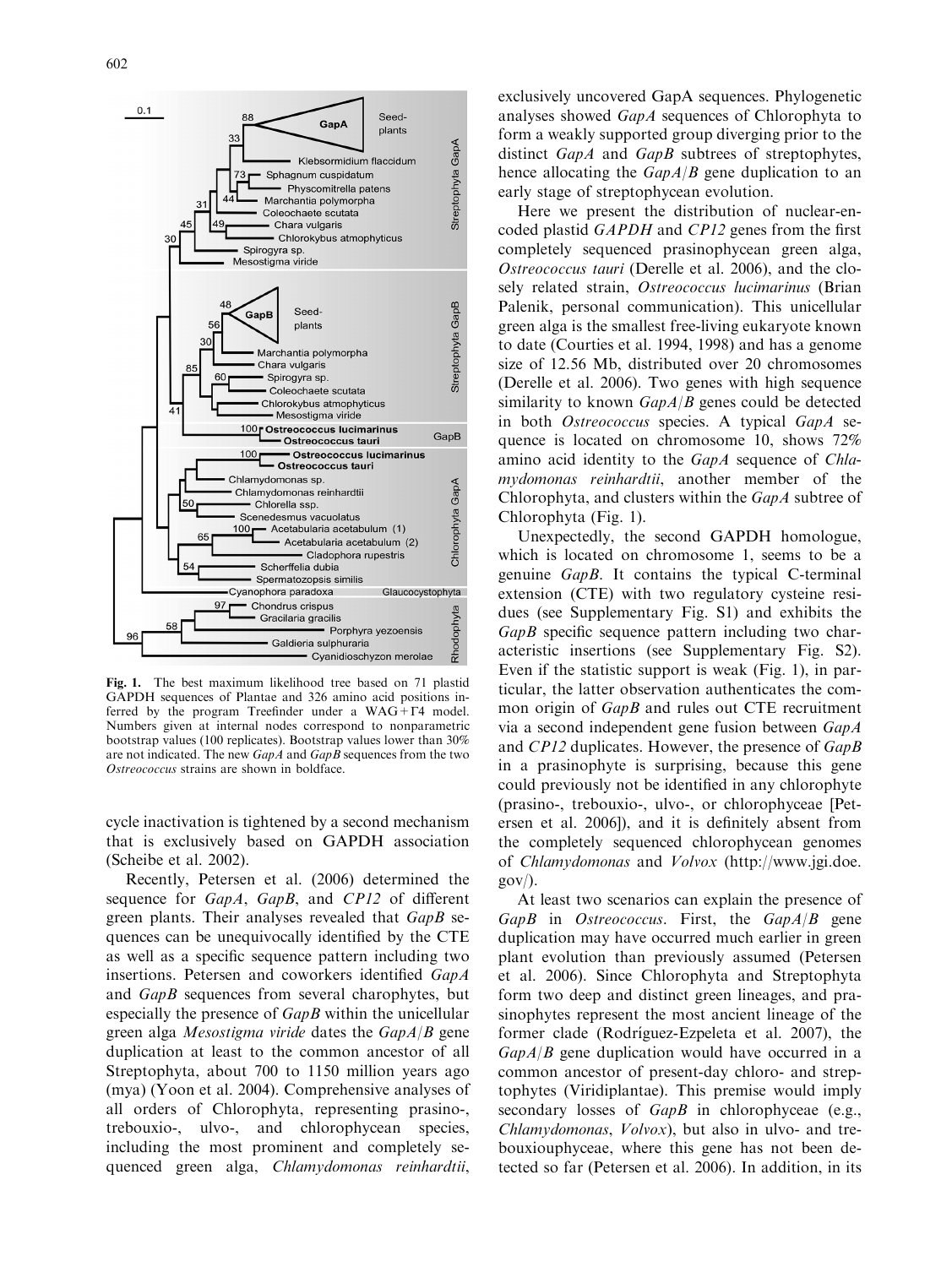**Fig. 1.** The best maximum likelihood tree based on 71 plastid GAPDH sequences of Plantae and 326 amino acid positions inferred by the program Treefinder under a WAG+Γ4 model. Numbers given at internal nodes correspond to nonparametric bootstrap values (100 replicates). Bootstrap values lower than 30% are not indicated. The new *GapA* and *GapB* sequences from the two *Ostreococcus* strains are shown in boldface.

cycle inactivation is tightened by a second mechanism that is exclusively based on GAPDH association (Scheibe et al. 2002).

Recently, Petersen et al. (2006) determined the sequence for *GapA*, *GapB*, and *CP12* of different green plants. Their analyses revealed that *GapB* sequences can be unequivocally identified by the CTE as well as a specific sequence pattern including two insertions. Petersen and coworkers identified *GapA* and *GapB* sequences from several charophytes, but especially the presence of *GapB* within the unicellular green alga *Mesostigma viride* dates the *GapA*/*B* gene duplication at least to the common ancestor of all Streptophyta, about 700 to 1150 million years ago (mya) (Yoon et al. 2004). Comprehensive analyses of all orders of Chlorophyta, representing prasino-, trebouxio-, ulvo-, and chlorophycean species, including the most prominent and completely sequenced green alga, *Chlamydomonas reinhardtii*, exclusively uncovered GapA sequences. Phylogenetic analyses showed *GapA* sequences of Chlorophyta to form a weakly supported group diverging prior to the distinct *GapA* and *GapB* subtrees of streptophytes, hence allocating the *GapA*/*B* gene duplication to an early stage of streptophycean evolution.

Here we present the distribution of nuclear-encoded plastid *GAPDH* and *CP12* genes from the first completely sequenced prasinophycean green alga, *Ostreococcus tauri* (Derelle et al. 2006), and the closely related strain, *Ostreococcus lucimarinus* (Brian Palenik, personal communication). This unicellular green alga is the smallest free-living eukaryote known to date (Courties et al. 1994, 1998) and has a genome size of 12.56 Mb, distributed over 20 chromosomes (Derelle et al. 2006). Two genes with high sequence similarity to known *GapA*/*B* genes could be detected in both *Ostreococcus* species. A typical *GapA* sequence is located on chromosome 10, shows 72% amino acid identity to the *GapA* sequence of *Chlamydomonas reinhardtii*, another member of the Chlorophyta, and clusters within the *GapA* subtree of Chlorophyta (Fig. 1).

Unexpectedly, the second GAPDH homologue, which is located on chromosome 1, seems to be a genuine *GapB*. It contains the typical C-terminal extension (CTE) with two regulatory cysteine residues (see Supplementary Fig. S1) and exhibits the *GapB* specific sequence pattern including two characteristic insertions (see Supplementary Fig. S2). Even if the statistic support is weak (Fig. 1), in particular, the latter observation authenticates the common origin of *GapB* and rules out CTE recruitment via a second independent gene fusion between *GapA* and *CP12* duplicates. However, the presence of *GapB* in a prasinophyte is surprising, because this gene could previously not be identified in any chlorophyte (prasino-, trebouxio-, ulvo-, or chlorophyceae [Petersen et al. 2006]), and it is definitely absent from the completely sequenced chlorophycean genomes of *Chlamydomonas* and *Volvox* (http://www.jgi.doe.gov/).

At least two scenarios can explain the presence of *GapB* in *Ostreococcus*. First, the *GapA*/*B* gene duplication may have occurred much earlier in green plant evolution than previously assumed (Petersen et al. 2006). Since Chlorophyta and Streptophyta form two deep and distinct green lineages, and prasinophytes represent the most ancient lineage of the former clade (Rodríguez-Ezpeleta et al. 2007), the *GapA*/*B* gene duplication would have occurred in a common ancestor of present-day chloro- and streptophytes (Viridiplantae). This premise would imply secondary losses of *GapB* in chlorophyceae (e.g., *Chlamydomonas*, *Volvox*), but also in ulvo- and trebouxiophyceae, where this gene has not been detected so far (Petersen et al. 2006). In addition, in its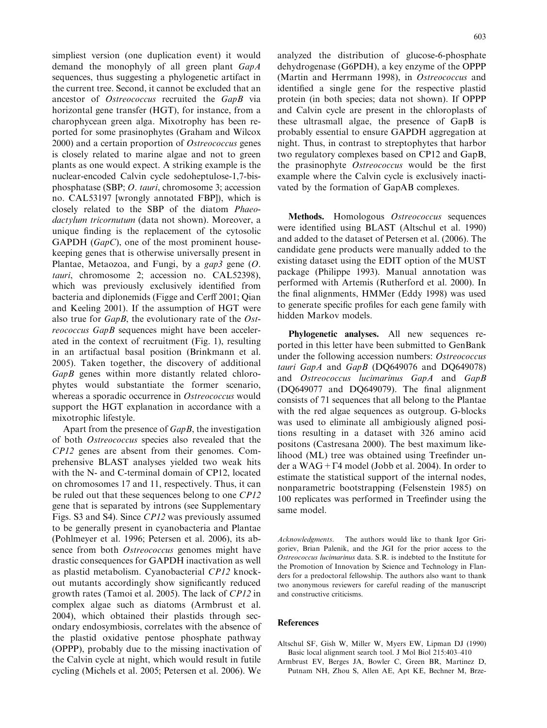simpliest version (one duplication event) it would demand the monophyly of all green plant *GapA* sequences, thus suggesting a phylogenetic artifact in the current tree. Second, it cannot be excluded that an ancestor of *Ostreococcus* recruited the *GapB* via horizontal gene transfer (HGT), for instance, from a charophycean green alga. Mixotrophy has been reported for some prasinophytes (Graham and Wilcox 2000) and a certain proportion of *Ostreococcus* genes is closely related to marine algae and not to green plants as one would expect. A striking example is the nuclear-encoded Calvin cycle sedoheptulose-1,7-bisphosphatase (SBP; *O. tauri*, chromosome 3; accession no. CAL53197 [wrongly annotated FBP]), which is closely related to the SBP of the diatom *Phaeodactylum tricornutum* (data not shown). Moreover, a unique finding is the replacement of the cytosolic GAPDH (*GapC*), one of the most prominent housekeeping genes that is otherwise universally present in Plantae, Metaozoa, and Fungi, by a *gap3* gene (*O. tauri*, chromosome 2; accession no. CAL52398), which was previously exclusively identified from bacteria and diplonemids (Figge and Cerff 2001; Qian and Keeling 2001). If the assumption of HGT were also true for *GapB*, the evolutionary rate of the *Ostreococcus GapB* sequences might have been accelerated in the context of recruitment (Fig. 1), resulting in an artifactual basal position (Brinkmann et al. 2005). Taken together, the discovery of additional *GapB* genes within more distantly related chlorophytes would substantiate the former scenario, whereas a sporadic occurrence in *Ostreococcus* would support the HGT explanation in accordance with a mixotrophic lifestyle.

Apart from the presence of *GapB*, the investigation of both *Ostreococcus* species also revealed that the *CP12* genes are absent from their genomes. Comprehensive BLAST analyses yielded two weak hits with the N- and C-terminal domain of CP12, located on chromosomes 17 and 11, respectively. Thus, it can be ruled out that these sequences belong to one *CP12* gene that is separated by introns (see Supplementary Figs. S3 and S4). Since *CP12* was previously assumed to be generally present in cyanobacteria and Plantae (Pohlmeyer et al. 1996; Petersen et al. 2006), its absence from both *Ostreococcus* genomes might have drastic consequences for GAPDH inactivation as well as plastid metabolism. Cyanobacterial *CP12* knockout mutants accordingly show significantly reduced growth rates (Tamoi et al. 2005). The lack of *CP12* in complex algae such as diatoms (Armbrust et al. 2004), which obtained their plastids through secondary endosymbiosis, correlates with the absence of the plastid oxidative pentose phosphate pathway (OPPP), probably due to the missing inactivation of the Calvin cycle at night, which would result in futile cycling (Michels et al. 2005; Petersen et al. 2006). We analyzed the distribution of glucose-6-phosphate dehydrogenase (G6PDH), a key enzyme of the OPPP (Martin and Herrmann 1998), in *Ostreococcus* and identified a single gene for the respective plastid protein (in both species; data not shown). If OPPP and Calvin cycle are present in the chloroplasts of these ultrasmall algae, the presence of GapB is probably essential to ensure GAPDH aggregation at night. Thus, in contrast to streptophytes that harbor two regulatory complexes based on CP12 and GapB, the prasinophyte *Ostreococcus* would be the first example where the Calvin cycle is exclusively inactivated by the formation of GapAB complexes.

**Methods.** Homologous *Ostreococcus* sequences were identified using BLAST (Altschul et al. 1990) and added to the dataset of Petersen et al. (2006). The candidate gene products were manually added to the existing dataset using the EDIT option of the MUST package (Philippe 1993). Manual annotation was performed with Artemis (Rutherford et al. 2000). In the final alignments, HMMer (Eddy 1998) was used to generate specific profiles for each gene family with hidden Markov models.

**Phylogenetic analyses.** All new sequences reported in this letter have been submitted to GenBank under the following accession numbers: *Ostreococcus tauri GapA* and *GapB* (DQ649076 and DQ649078) and *Ostreococcus lucimarinus GapA* and *GapB* (DQ649077 and DQ649079). The final alignment consists of 71 sequences that all belong to the Plantae with the red algae sequences as outgroup. G-blocks was used to eliminate all ambigiously aligned positions resulting in a dataset with 326 amino acid positons (Castresana 2000). The best maximum likelihood (ML) tree was obtained using Treefinder under a WAG + $\Gamma$4 model (Jobb et al. 2004). In order to estimate the statistical support of the internal nodes, nonparametric bootstrapping (Felsenstein 1985) on 100 replicates was performed in Treefinder using the same model.

*Acknowledgments.* The authors would like to thank Igor Grigoriev, Brian Palenik, and the JGI for the prior access to the *Ostreococcus lucimarinus* data. S.R. is indebted to the Institute for the Promotion of Innovation by Science and Technology in Flanders for a predoctoral fellowship. The authors also want to thank two anonymous reviewers for careful reading of the manuscript and constructive criticisms.

## References

Altschul SF, Gish W, Miller W, Myers EW, Lipman DJ (1990) Basic local alignment search tool. J Mol Biol 215:403–410

Armbrust EV, Berges JA, Bowler C, Green BR, Martinez D, Putnam NH, Zhou S, Allen AE, Apt KE, Bechner M, Brze-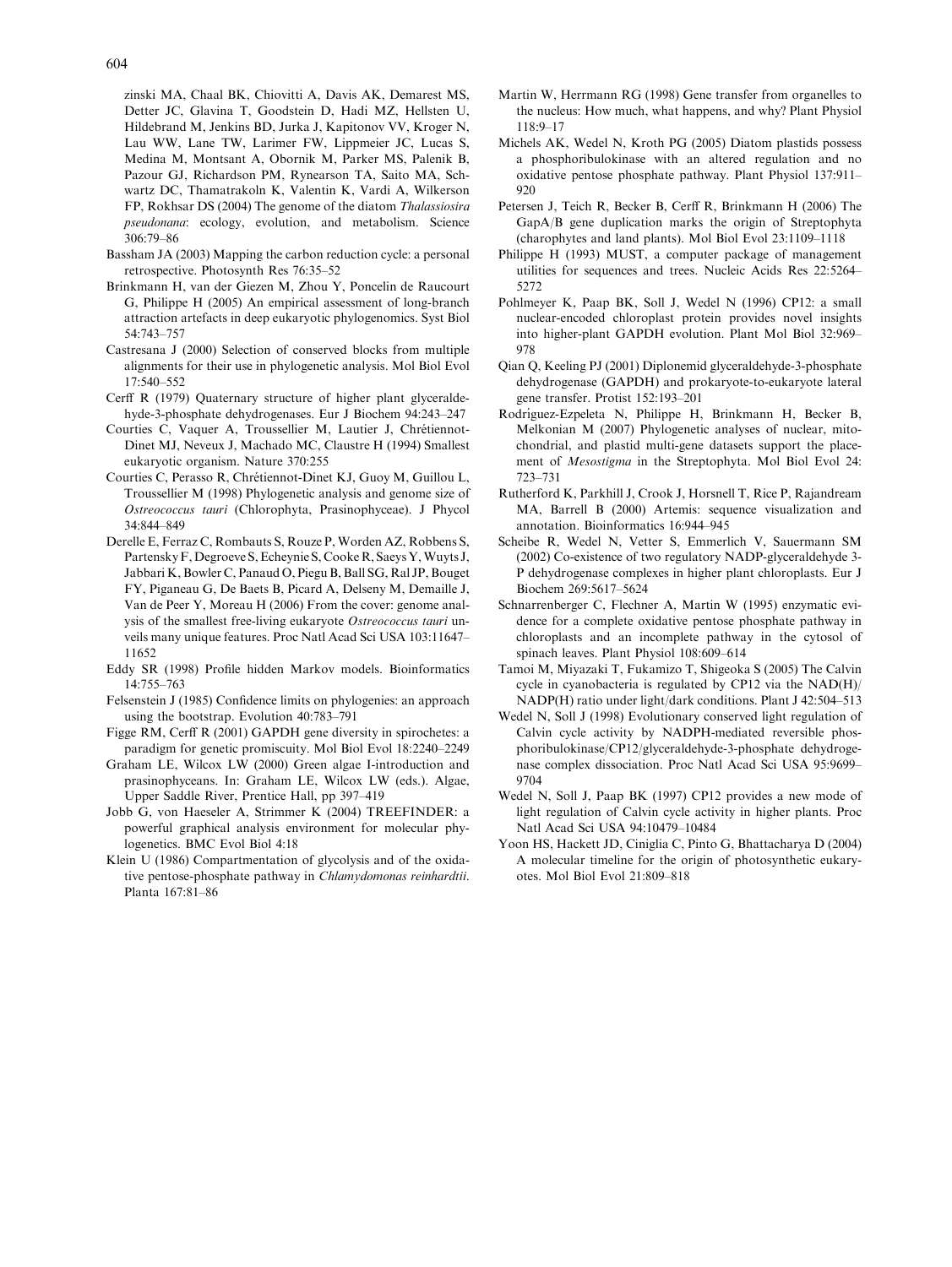zinski MA, Chaal BK, Chiovitti A, Davis AK, Demarest MS, Detter JC, Glavina T, Goodstein D, Hadi MZ, Hellsten U, Hildebrand M, Jenkins BD, Jurka J, Kapitonov VV, Kroger N, Lau WW, Lane TW, Larimer FW, Lippmeier JC, Lucas S, Medina M, Montsant A, Obornik M, Parker MS, Palenik B, Pazour GJ, Richardson PM, Rynearson TA, Saito MA, Schwartz DC, Thamatrakoln K, Valentin K, Vardi A, Wilkerson FP, Rokhsar DS (2004) The genome of the diatom *Thalassiosira pseudonana*: ecology, evolution, and metabolism. Science 306:79–86

Bassham JA (2003) Mapping the carbon reduction cycle: a personal retrospective. Photosynth Res 76:35–52

Brinkmann H, van der Giezen M, Zhou Y, Poncelin de Raucourt G, Philippe H (2005) An empirical assessment of long-branch attraction artefacts in deep eukaryotic phylogenomics. Syst Biol 54:743–757

Castresana J (2000) Selection of conserved blocks from multiple alignments for their use in phylogenetic analysis. Mol Biol Evol 17:540–552

Cerff R (1979) Quaternary structure of higher plant glyceraldehyde-3-phosphate dehydrogenases. Eur J Biochem 94:243–247

Courties C, Vaquer A, Troussellier M, Lautier J, Chrétiennot-Dinet MJ, Neveux J, Machado MC, Claustre H (1994) Smallest eukaryotic organism. Nature 370:255

Courties C, Perasso R, Chrétiennot-Dinet KJ, Guoy M, Guillou L, Troussellier M (1998) Phylogenetic analysis and genome size of *Ostreococcus tauri* (Chlorophyta, Prasinophyceae). J Phycol 34:844–849

Derelle E, Ferraz C, Rombauts S, Rouze P, Worden AZ, Robbens S, Partensky F, Degroeve S, Echeynie S, Cooke R, Saeys Y, Wuyts J, Jabbari K, Bowler C, Panaud O, Piegu B, Ball SG, Ral JP, Bouget FY, Piganeau G, De Baets B, Picard A, Delseny M, Demaille J, Van de Peer Y, Moreau H (2006) From the cover: genome analysis of the smallest free-living eukaryote *Ostreococcus tauri* unveils many unique features. Proc Natl Acad Sci USA 103:11647–11652

Eddy SR (1998) Profile hidden Markov models. Bioinformatics 14:755–763

Felsenstein J (1985) Confidence limits on phylogenies: an approach using the bootstrap. Evolution 40:783–791

Figge RM, Cerff R (2001) GAPDH gene diversity in spirochetes: a paradigm for genetic promiscuity. Mol Biol Evol 18:2240–2249

Graham LE, Wilcox LW (2000) Green algae I-introduction and prasinophyceans. In: Graham LE, Wilcox LW (eds.). Algae, Upper Saddle River, Prentice Hall, pp 397–419

Jobb G, von Haeseler A, Strimmer K (2004) TREEFINDER: a powerful graphical analysis environment for molecular phylogenetics. BMC Evol Biol 4:18

Klein U (1986) Compartmentation of glycolysis and of the oxidative pentose-phosphate pathway in *Chlamydomonas reinhardtii*. Planta 167:81–86

Martin W, Herrmann RG (1998) Gene transfer from organelles to the nucleus: How much, what happens, and why? Plant Physiol 118:9–17

Michels AK, Wedel N, Kroth PG (2005) Diatom plastids possess a phosphoribulokinase with an altered regulation and no oxidative pentose phosphate pathway. Plant Physiol 137:911–920

Petersen J, Teich R, Becker B, Cerff R, Brinkmann H (2006) The GapA/B gene duplication marks the origin of Streptophyta (charophytes and land plants). Mol Biol Evol 23:1109–1118

Philippe H (1993) MUST, a computer package of management utilities for sequences and trees. Nucleic Acids Res 22:5264–5272

Pohlmeyer K, Paap BK, Soll J, Wedel N (1996) CP12: a small nuclear-encoded chloroplast protein provides novel insights into higher-plant GAPDH evolution. Plant Mol Biol 32:969–978

Qian Q, Keeling PJ (2001) Diplonemid glyceraldehyde-3-phosphate dehydrogenase (GAPDH) and prokaryote-to-eukaryote lateral gene transfer. Protist 152:193–201

Rodríguez-Ezpeleta N, Philippe H, Brinkmann H, Becker B, Melkonian M (2007) Phylogenetic analyses of nuclear, mitochondrial, and plastid multi-gene datasets support the placement of *Mesostigma* in the Streptophyta. Mol Biol Evol 24: 723–731

Rutherford K, Parkhill J, Crook J, Horsnell T, Rice P, Rajandream MA, Barrell B (2000) Artemis: sequence visualization and annotation. Bioinformatics 16:944–945

Scheibe R, Wedel N, Vetter S, Emmerlich V, Sauermann SM (2002) Co-existence of two regulatory NADP-glyceraldehyde 3-P dehydrogenase complexes in higher plant chloroplasts. Eur J Biochem 269:5617–5624

Schnarrenberger C, Flechner A, Martin W (1995) enzymatic evidence for a complete oxidative pentose phosphate pathway in chloroplasts and an incomplete pathway in the cytosol of spinach leaves. Plant Physiol 108:609–614

Tamoi M, Miyazaki T, Fukamizo T, Shigeoka S (2005) The Calvin cycle in cyanobacteria is regulated by CP12 via the NAD(H)/NADP(H) ratio under light/dark conditions. Plant J 42:504–513

Wedel N, Soll J (1998) Evolutionary conserved light regulation of Calvin cycle activity by NADPH-mediated reversible phosphoribulokinase/CP12/glyceraldehyde-3-phosphate dehydrogenase complex dissociation. Proc Natl Acad Sci USA 95:9699–9704

Wedel N, Soll J, Paap BK (1997) CP12 provides a new mode of light regulation of Calvin cycle activity in higher plants. Proc Natl Acad Sci USA 94:10479–10484

Yoon HS, Hackett JD, Ciniglia C, Pinto G, Bhattacharya D (2004) A molecular timeline for the origin of photosynthetic eukaryotes. Mol Biol Evol 21:809–818